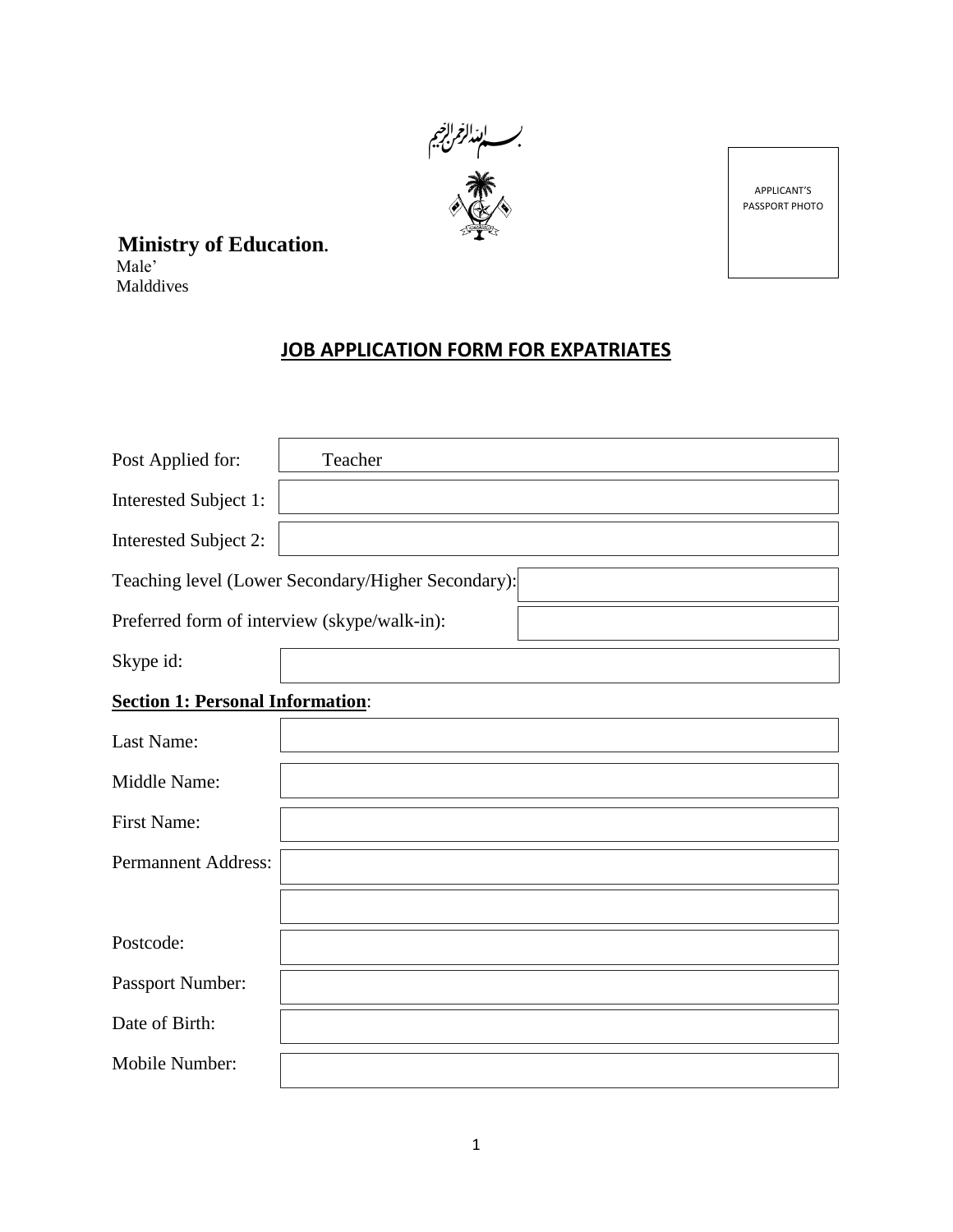بسم الله الرحمن الرحيم

APPLICANT'S PASSPORT PHOTO

**Ministry of Education.**
Male'
Malddives

## JOB APPLICATION FORM FOR EXPATRIATES

| | |
|---|---|
| Post Applied for: | Teacher |
| Interested Subject 1: | |
| Interested Subject 2: | |
| Teaching level (Lower Secondary/Higher Secondary): | |
| Preferred form of interview (skype/walk-in): | |
| Skype id: | |

**Section 1: Personal Information**:

| | |
|---|---|
| Last Name: | |
| Middle Name: | |
| First Name: | |
| Permannent Address: | |
| | |
| Postcode: | |
| Passport Number: | |
| Date of Birth: | |
| Mobile Number: | |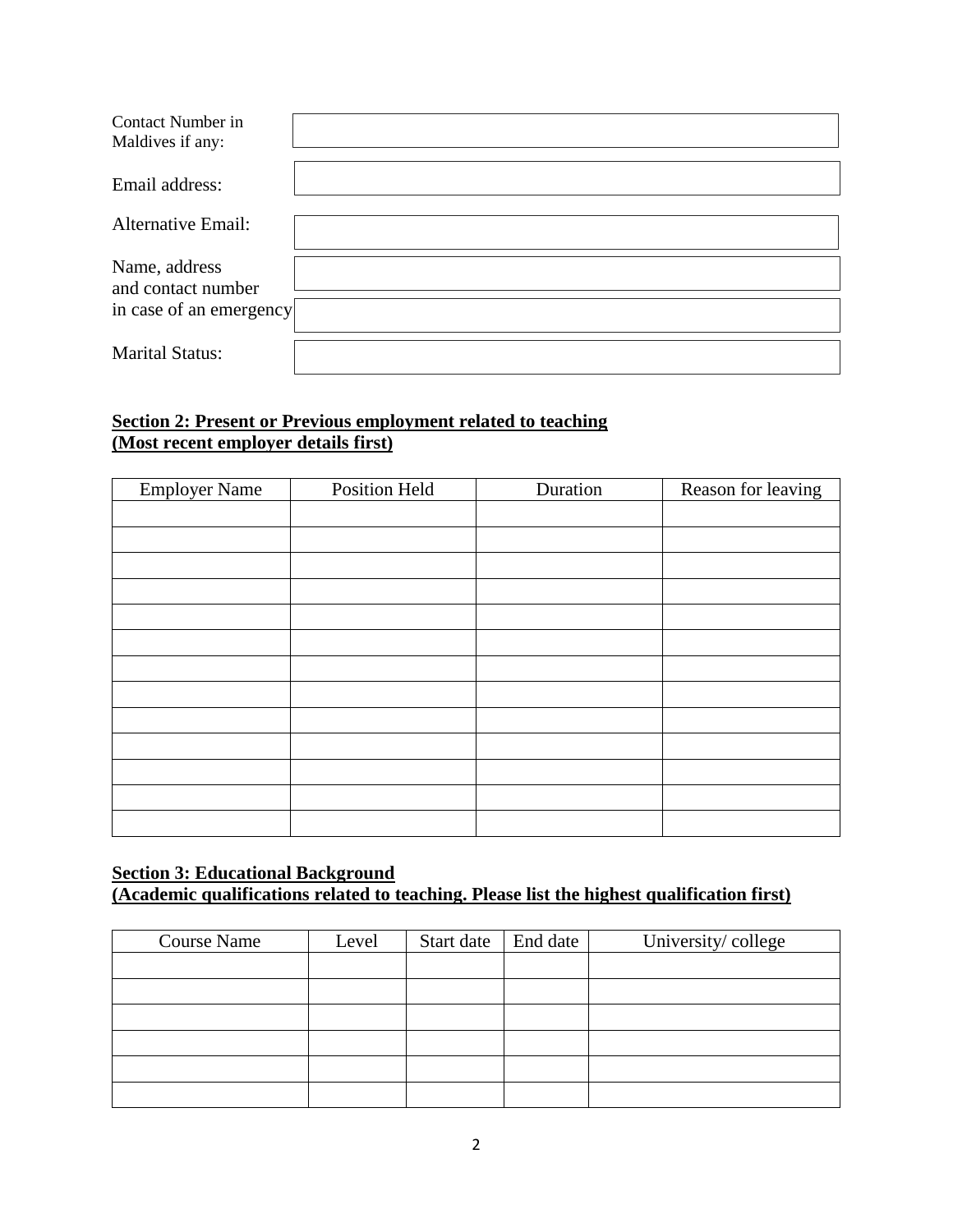| | |
|---|---|
| Contact Number in Maldives if any: | |
| Email address: | |
| Alternative Email: | |
| Name, address and contact number in case of an emergency | |
| | |
| Marital Status: | |

**<u>Section 2: Present or Previous employment related to teaching</u>**
**<u>(Most recent employer details first)</u>**

| Employer Name | Position Held | Duration | Reason for leaving |
|---|---|---|---|
| | | | |
| | | | |
| | | | |
| | | | |
| | | | |
| | | | |
| | | | |
| | | | |
| | | | |
| | | | |
| | | | |
| | | | |
| | | | |

**<u>Section 3: Educational Background</u>**
**<u>(Academic qualifications related to teaching. Please list the highest qualification first)</u>**

| Course Name | Level | Start date | End date | University/ college |
|---|---|---|---|---|
| | | | | |
| | | | | |
| | | | | |
| | | | | |
| | | | | |
| | | | | |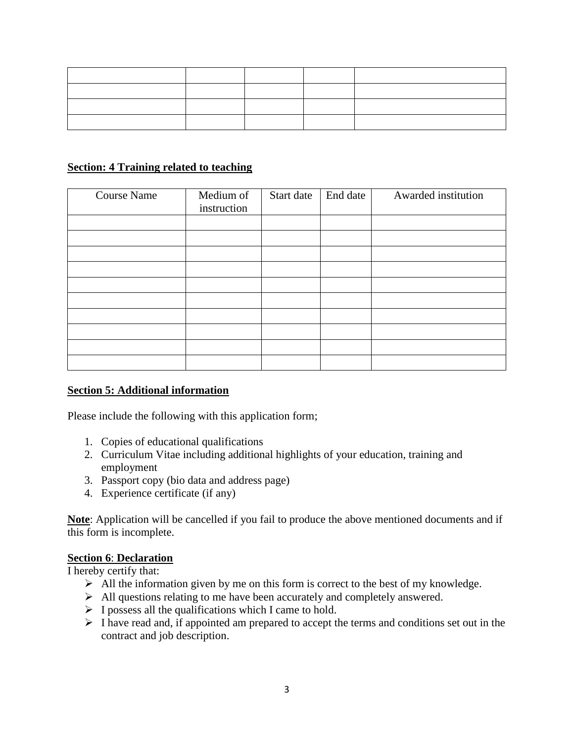| | | | | |
|---|---|---|---|---|
| | | | | |
| | | | | |
| | | | | |
| | | | | |

**Section: 4 Training related to teaching**

| Course Name | Medium of instruction | Start date | End date | Awarded institution |
|---|---|---|---|---|
| | | | | |
| | | | | |
| | | | | |
| | | | | |
| | | | | |
| | | | | |
| | | | | |
| | | | | |
| | | | | |
| | | | | |

**Section 5: Additional information**

Please include the following with this application form;

1. Copies of educational qualifications
2. Curriculum Vitae including additional highlights of your education, training and employment
3. Passport copy (bio data and address page)
4. Experience certificate (if any)

**Note**: Application will be cancelled if you fail to produce the above mentioned documents and if this form is incomplete.

**Section 6**: **Declaration**

I hereby certify that:

- All the information given by me on this form is correct to the best of my knowledge.
- All questions relating to me have been accurately and completely answered.
- I possess all the qualifications which I came to hold.
- I have read and, if appointed am prepared to accept the terms and conditions set out in the contract and job description.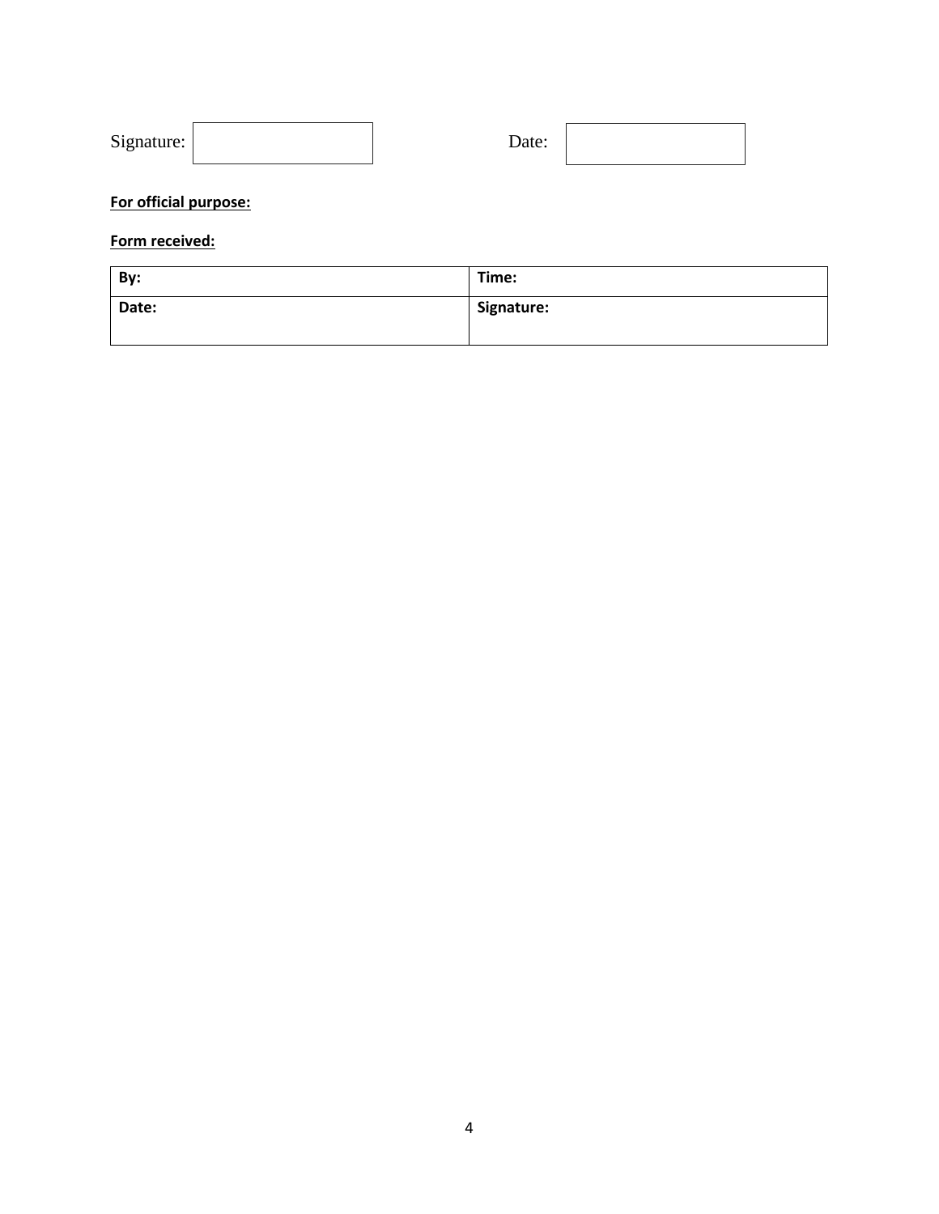Signature: 

Date: 

**For official purpose:**

**Form received:**

| | |
|---|---|
| **By:** | **Time:** |
| **Date:** | **Signature:** |